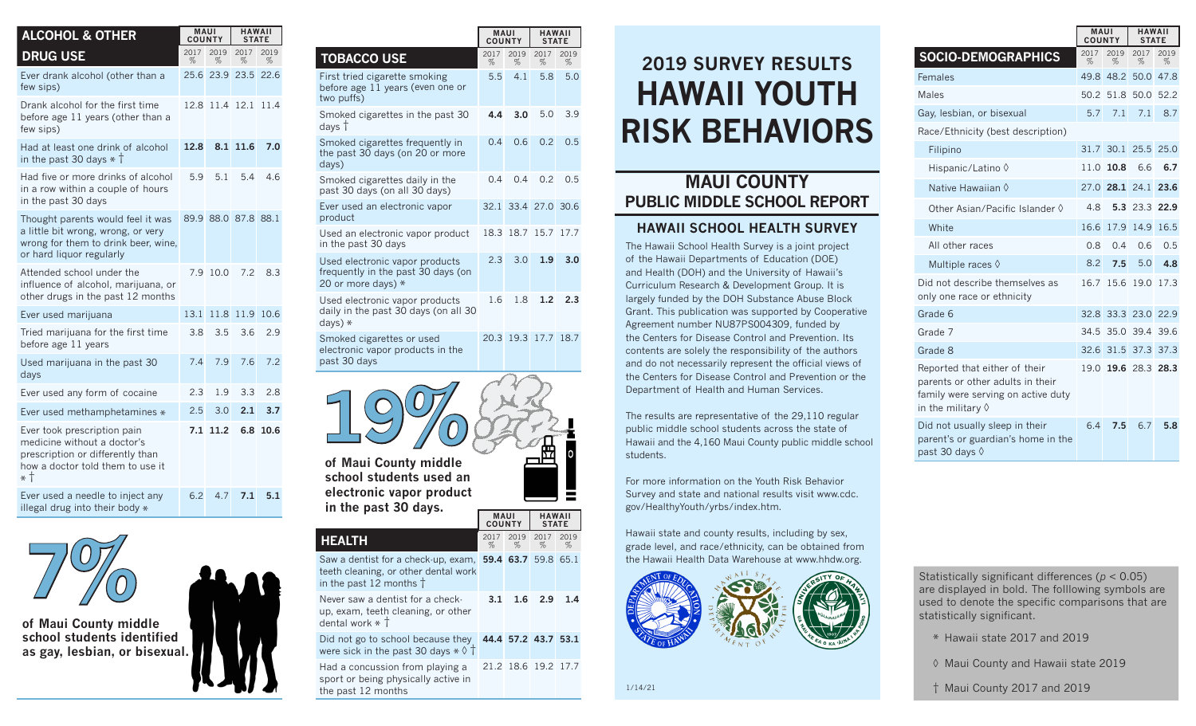# 2019 SURVEY RESULTS HAWAII YOUTH RISK BEHAVIORS

## MAUI COUNTY PUBLIC MIDDLE SCHOOL REPORT

### HAWAII SCHOOL HEALTH SURVEY

The Hawaii School Health Survey is a joint project of the Hawaii Departments of Education (DOE) and Health (DOH) and the University of Hawaii's Curriculum Research & Development Group. It is largely funded by the DOH Substance Abuse Block Grant. This publication was supported by Cooperative Agreement number NU87PS004309, funded by the Centers for Disease Control and Prevention. Its contents are solely the responsibility of the authors and do not necessarily represent the official views of the Centers for Disease Control and Prevention or the Department of Health and Human Services.

The results are representative of the 29,110 regular public middle school students across the state of Hawaii and the 4,160 Maui County public middle school students.

For more information on the Youth Risk Behavior Survey and state and national results visit www.cdc.gov/HealthyYouth/yrbs/index.htm.

Hawaii state and county results, including by sex, grade level, and race/ethnicity, can be obtained from the Hawaii Health Data Warehouse at www.hhdw.org.

1/14/21

## ALCOHOL & OTHER DRUG USE

| ALCOHOL & OTHER DRUG USE | MAUI COUNTY | | HAWAII STATE | |
|---|---|---|---|---|
| | 2017 % | 2019 % | 2017 % | 2019 % |
| Ever drank alcohol (other than a few sips) | 25.6 | 23.9 | 23.5 | 22.6 |
| Drank alcohol for the first time before age 11 years (other than a few sips) | 12.8 | 11.4 | 12.1 | 11.4 |
| Had at least one drink of alcohol in the past 30 days * † | **12.8** | **8.1** | **11.6** | **7.0** |
| Had five or more drinks of alcohol in a row within a couple of hours in the past 30 days | 5.9 | 5.1 | 5.4 | 4.6 |
| Thought parents would feel it was a little bit wrong, wrong, or very wrong for them to drink beer, wine, or hard liquor regularly | 89.9 | 88.0 | 87.8 | 88.1 |
| Attended school under the influence of alcohol, marijuana, or other drugs in the past 12 months | 7.9 | 10.0 | 7.2 | 8.3 |
| Ever used marijuana | 13.1 | 11.8 | 11.9 | 10.6 |
| Tried marijuana for the first time before age 11 years | 3.8 | 3.5 | 3.6 | 2.9 |
| Used marijuana in the past 30 days | 7.4 | 7.9 | 7.6 | 7.2 |
| Ever used any form of cocaine | 2.3 | 1.9 | 3.3 | 2.8 |
| Ever used methamphetamines * | 2.5 | 3.0 | **2.1** | **3.7** |
| Ever took prescription pain medicine without a doctor's prescription or differently than how a doctor told them to use it * † | **7.1** | **11.2** | **6.8** | **10.6** |
| Ever used a needle to inject any illegal drug into their body * | 6.2 | 4.7 | **7.1** | **5.1** |

**7%** of Maui County middle school students identified as gay, lesbian, or bisexual.

## TOBACCO USE

| TOBACCO USE | MAUI COUNTY | | HAWAII STATE | |
|---|---|---|---|---|
| | 2017 % | 2019 % | 2017 % | 2019 % |
| First tried cigarette smoking before age 11 years (even one or two puffs) | 5.5 | 4.1 | 5.8 | 5.0 |
| Smoked cigarettes in the past 30 days † | **4.4** | **3.0** | 5.0 | 3.9 |
| Smoked cigarettes frequently in the past 30 days (on 20 or more days) | 0.4 | 0.6 | 0.2 | 0.5 |
| Smoked cigarettes daily in the past 30 days (on all 30 days) | 0.4 | 0.4 | 0.2 | 0.5 |
| Ever used an electronic vapor product | 32.1 | 33.4 | 27.0 | 30.6 |
| Used an electronic vapor product in the past 30 days | 18.3 | 18.7 | 15.7 | 17.7 |
| Used electronic vapor products frequently in the past 30 days (on 20 or more days) * | 2.3 | 3.0 | **1.9** | **3.0** |
| Used electronic vapor products daily in the past 30 days (on all 30 days) * | 1.6 | 1.8 | **1.2** | **2.3** |
| Smoked cigarettes or used electronic vapor products in the past 30 days | 20.3 | 19.3 | 17.7 | 18.7 |

**19%** of Maui County middle school students used an electronic vapor product in the past 30 days.

## HEALTH

| HEALTH | MAUI COUNTY | | HAWAII STATE | |
|---|---|---|---|---|
| | 2017 % | 2019 % | 2017 % | 2019 % |
| Saw a dentist for a check-up, exam, teeth cleaning, or other dental work in the past 12 months † | **59.4** | **63.7** | 59.8 | 65.1 |
| Never saw a dentist for a check-up, exam, teeth cleaning, or other dental work * † | **3.1** | **1.6** | **2.9** | **1.4** |
| Did not go to school because they were sick in the past 30 days * ◊ † | **44.4** | **57.2** | **43.7** | **53.1** |
| Had a concussion from playing a sport or being physically active in the past 12 months | 21.2 | 18.6 | 19.2 | 17.7 |

## SOCIO-DEMOGRAPHICS

| SOCIO-DEMOGRAPHICS | MAUI COUNTY | | HAWAII STATE | |
|---|---|---|---|---|
| | 2017 % | 2019 % | 2017 % | 2019 % |
| Females | 49.8 | 48.2 | 50.0 | 47.8 |
| Males | 50.2 | 51.8 | 50.0 | 52.2 |
| Gay, lesbian, or bisexual | 5.7 | 7.1 | 7.1 | 8.7 |
| Race/Ethnicity (best description) | | | | |
| Filipino | 31.7 | 30.1 | 25.5 | 25.0 |
| Hispanic/Latino ◊ | 11.0 | **10.8** | 6.6 | **6.7** |
| Native Hawaiian ◊ | 27.0 | **28.1** | 24.1 | **23.6** |
| Other Asian/Pacific Islander ◊ | 4.8 | **5.3** | 23.3 | **22.9** |
| White | 16.6 | 17.9 | 14.9 | 16.5 |
| All other races | 0.8 | 0.4 | 0.6 | 0.5 |
| Multiple races ◊ | 8.2 | **7.5** | 5.0 | **4.8** |
| Did not describe themselves as only one race or ethnicity | 16.7 | 15.6 | 19.0 | 17.3 |
| Grade 6 | 32.8 | 33.3 | 23.0 | 22.9 |
| Grade 7 | 34.5 | 35.0 | 39.4 | 39.6 |
| Grade 8 | 32.6 | 31.5 | 37.3 | 37.3 |
| Reported that either of their parents or other adults in their family were serving on active duty in the military ◊ | 19.0 | **19.6** | 28.3 | **28.3** |
| Did not usually sleep in their parent's or guardian's home in the past 30 days ◊ | 6.4 | **7.5** | 6.7 | **5.8** |

Statistically significant differences ($p < 0.05$) are displayed in bold. The folllowing symbols are used to denote the specific comparisons that are statistically significant.

- * Hawaii state 2017 and 2019
- ◊ Maui County and Hawaii state 2019
- † Maui County 2017 and 2019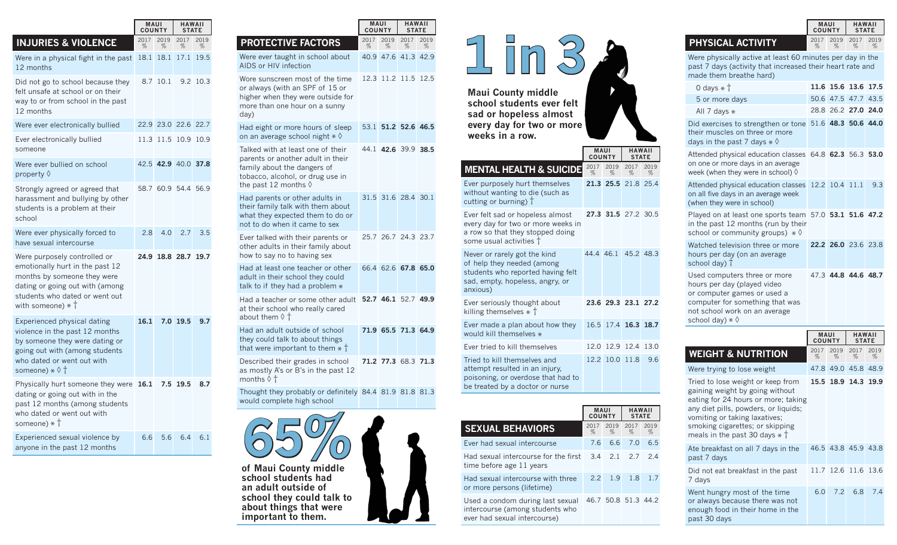## INJURIES & VIOLENCE

| INJURIES & VIOLENCE | MAUI COUNTY | | HAWAII STATE | |
|---|---|---|---|---|
| | 2017 % | 2019 % | 2017 % | 2019 % |
| Were in a physical fight in the past 12 months | 18.1 | 18.1 | 17.1 | 19.5 |
| Did not go to school because they felt unsafe at school or on their way to or from school in the past 12 months | 8.7 | 10.1 | 9.2 | 10.3 |
| Were ever electronically bullied | 22.9 | 23.0 | 22.6 | 22.7 |
| Ever electronically bullied someone | 11.3 | 11.5 | 10.9 | 10.9 |
| Were ever bullied on school property ◊ | 42.5 | **42.9** | 40.0 | **37.8** |
| Strongly agreed or agreed that harassment and bullying by other students is a problem at their school | 58.7 | 60.9 | 54.4 | 56.9 |
| Were ever physically forced to have sexual intercourse | 2.8 | 4.0 | 2.7 | 3.5 |
| Were purposely controlled or emotionally hurt in the past 12 months by someone they were dating or going out with (among students who dated or went out with someone) * † | **24.9** | **18.8** | **28.7** | **19.7** |
| Experienced physical dating violence in the past 12 months by someone they were dating or going out with (among students who dated or went out with someone) * ◊ † | **16.1** | **7.0** | **19.5** | **9.7** |
| Physically hurt someone they were dating or going out with in the past 12 months (among students who dated or went out with someone) * † | **16.1** | **7.5** | **19.5** | **8.7** |
| Experienced sexual violence by anyone in the past 12 months | 6.6 | 5.6 | 6.4 | 6.1 |

## PROTECTIVE FACTORS

| PROTECTIVE FACTORS | MAUI COUNTY | | HAWAII STATE | |
|---|---|---|---|---|
| | 2017 % | 2019 % | 2017 % | 2019 % |
| Were ever taught in school about AIDS or HIV infection | 40.9 | 47.6 | 41.3 | 42.9 |
| Wore sunscreen most of the time or always (with an SPF of 15 or higher when they were outside for more than one hour on a sunny day) | 12.3 | 11.2 | 11.5 | 12.5 |
| Had eight or more hours of sleep on an average school night * ◊ | 53.1 | **51.2** | **52.6** | **46.5** |
| Talked with at least one of their parents or another adult in their family about the dangers of tobacco, alcohol, or drug use in the past 12 months ◊ | 44.1 | **42.6** | 39.9 | **38.5** |
| Had parents or other adults in their family talk with them about what they expected them to do or not to do when it came to sex | 31.5 | 31.6 | 28.4 | 30.1 |
| Ever talked with their parents or other adults in their family about how to say no to having sex | 25.7 | 26.7 | 24.3 | 23.7 |
| Had at least one teacher or other adult in their school they could talk to if they had a problem * | 66.4 | 62.6 | **67.8** | **65.0** |
| Had a teacher or some other adult in their school who really cared about them ◊ † | **52.7** | **46.1** | 52.7 | **49.9** |
| Had an adult outside of school they could talk to about things that were important to them * † | **71.9** | **65.5** | **71.3** | **64.9** |
| Described their grades in school as mostly A's or B's in the past 12 months ◊ † | **71.2** | **77.3** | 68.3 | **71.3** |
| Thought they probably or definitely would complete high school | 84.4 | 81.9 | 81.8 | 81.3 |

**65%** of Maui County middle school students had an adult outside of school they could talk to about things that were important to them.

**1 in 3** Maui County middle school students ever felt sad or hopeless almost every day for two or more weeks in a row.

## MENTAL HEALTH & SUICIDE

| MENTAL HEALTH & SUICIDE | MAUI COUNTY | | HAWAII STATE | |
|---|---|---|---|---|
| | 2017 % | 2019 % | 2017 % | 2019 % |
| Ever purposely hurt themselves without wanting to die (such as cutting or burning) † | **21.3** | **25.5** | 21.8 | 25.4 |
| Ever felt sad or hopeless almost every day for two or more weeks in a row so that they stopped doing some usual activities † | **27.3** | **31.5** | 27.2 | 30.5 |
| Never or rarely got the kind of help they needed (among students who reported having felt sad, empty, hopeless, angry, or anxious) | 44.4 | 46.1 | 45.2 | 48.3 |
| Ever seriously thought about killing themselves * † | **23.6** | **29.3** | **23.1** | **27.2** |
| Ever made a plan about how they would kill themselves * | 16.5 | 17.4 | **16.3** | **18.7** |
| Ever tried to kill themselves | 12.0 | 12.9 | 12.4 | 13.0 |
| Tried to kill themselves and attempt resulted in an injury, poisoning, or overdose that had to be treated by a doctor or nurse | 12.2 | 10.0 | 11.8 | 9.6 |

## SEXUAL BEHAVIORS

| SEXUAL BEHAVIORS | MAUI COUNTY | | HAWAII STATE | |
|---|---|---|---|---|
| | 2017 % | 2019 % | 2017 % | 2019 % |
| Ever had sexual intercourse | 7.6 | 6.6 | 7.0 | 6.5 |
| Had sexual intercourse for the first time before age 11 years | 3.4 | 2.1 | 2.7 | 2.4 |
| Had sexual intercourse with three or more persons (lifetime) | 2.2 | 1.9 | 1.8 | 1.7 |
| Used a condom during last sexual intercourse (among students who ever had sexual intercourse) | 46.7 | 50.8 | 51.3 | 44.2 |

## PHYSICAL ACTIVITY

| PHYSICAL ACTIVITY | MAUI COUNTY | | HAWAII STATE | |
|---|---|---|---|---|
| | 2017 % | 2019 % | 2017 % | 2019 % |
| Were physically active at least 60 minutes per day in the past 7 days (activity that increased their heart rate and made them breathe hard) | | | | |
| 0 days * † | **11.6** | **15.6** | **13.6** | **17.5** |
| 5 or more days | 50.6 | 47.5 | 47.7 | 43.5 |
| All 7 days * | 28.8 | 26.2 | **27.0** | **24.0** |
| Did exercises to strengthen or tone their muscles on three or more days in the past 7 days * ◊ | 51.6 | **48.3** | **50.6** | **44.0** |
| Attended physical education classes on one or more days in an average week (when they were in school) ◊ | 64.8 | **62.3** | 56.3 | **53.0** |
| Attended physical education classes on all five days in an average week (when they were in school) | 12.2 | 10.4 | 11.1 | 9.3 |
| Played on at least one sports team in the past 12 months (run by their school or community groups) * ◊ | 57.0 | **53.1** | **51.6** | **47.2** |
| Watched television three or more hours per day (on an average school day) † | **22.2** | **26.0** | 23.6 | 23.8 |
| Used computers three or more hours per day (played video or computer games or used a computer for something that was not school work on an average school day) * ◊ | 47.3 | **44.8** | **44.6** | **48.7** |

## WEIGHT & NUTRITION

| WEIGHT & NUTRITION | MAUI COUNTY | | HAWAII STATE | |
|---|---|---|---|---|
| | 2017 % | 2019 % | 2017 % | 2019 % |
| Were trying to lose weight | 47.8 | 49.0 | 45.8 | 48.9 |
| Tried to lose weight or keep from gaining weight by going without eating for 24 hours or more; taking any diet pills, powders, or liquids; vomiting or taking laxatives; smoking cigarettes; or skipping meals in the past 30 days * † | **15.5** | **18.9** | **14.3** | **19.9** |
| Ate breakfast on all 7 days in the past 7 days | 46.5 | 43.8 | 45.9 | 43.8 |
| Did not eat breakfast in the past 7 days | 11.7 | 12.6 | 11.6 | 13.6 |
| Went hungry most of the time or always because there was not enough food in their home in the past 30 days | 6.0 | 7.2 | 6.8 | 7.4 |